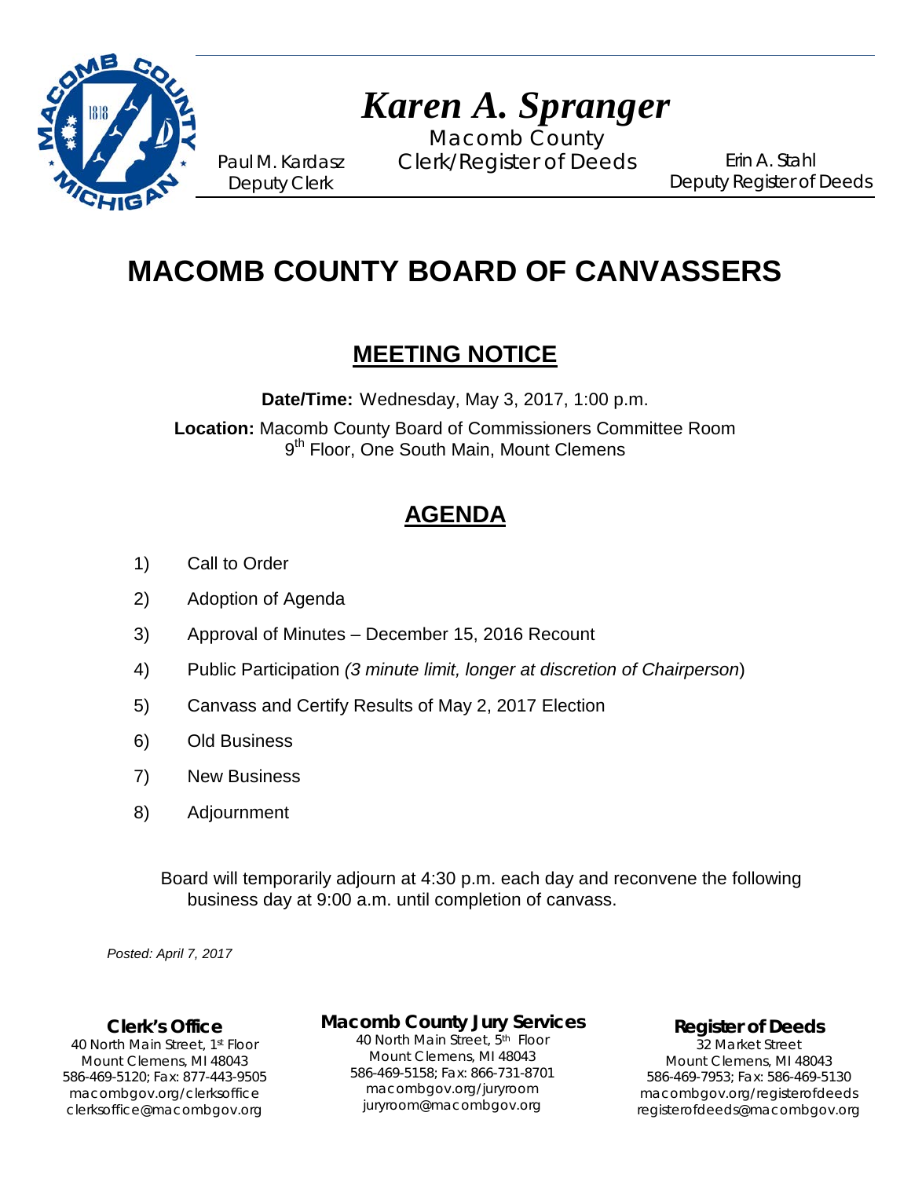# *Karen A. Spranger*

Macomb County
Clerk/Register of Deeds

Paul M. Kardasz
Deputy Clerk

Erin A. Stahl
Deputy Register of Deeds

# MACOMB COUNTY BOARD OF CANVASSERS

## MEETING NOTICE

**Date/Time:** Wednesday, May 3, 2017, 1:00 p.m.

**Location:** Macomb County Board of Commissioners Committee Room
9th Floor, One South Main, Mount Clemens

## AGENDA

1) Call to Order
2) Adoption of Agenda
3) Approval of Minutes – December 15, 2016 Recount
4) Public Participation *(3 minute limit, longer at discretion of Chairperson*)
5) Canvass and Certify Results of May 2, 2017 Election
6) Old Business
7) New Business
8) Adjournment

Board will temporarily adjourn at 4:30 p.m. each day and reconvene the following business day at 9:00 a.m. until completion of canvass.

*Posted: April 7, 2017*

**Clerk's Office**
40 North Main Street, 1st Floor
Mount Clemens, MI 48043
586-469-5120; Fax: 877-443-9505
macombgov.org/clerksoffice
clerksoffice@macombgov.org

**Macomb County Jury Services**
40 North Main Street, 5th Floor
Mount Clemens, MI 48043
586-469-5158; Fax: 866-731-8701
macombgov.org/juryroom
juryroom@macombgov.org

**Register of Deeds**
32 Market Street
Mount Clemens, MI 48043
586-469-7953; Fax: 586-469-5130
macombgov.org/registerofdeeds
registerofdeeds@macombgov.org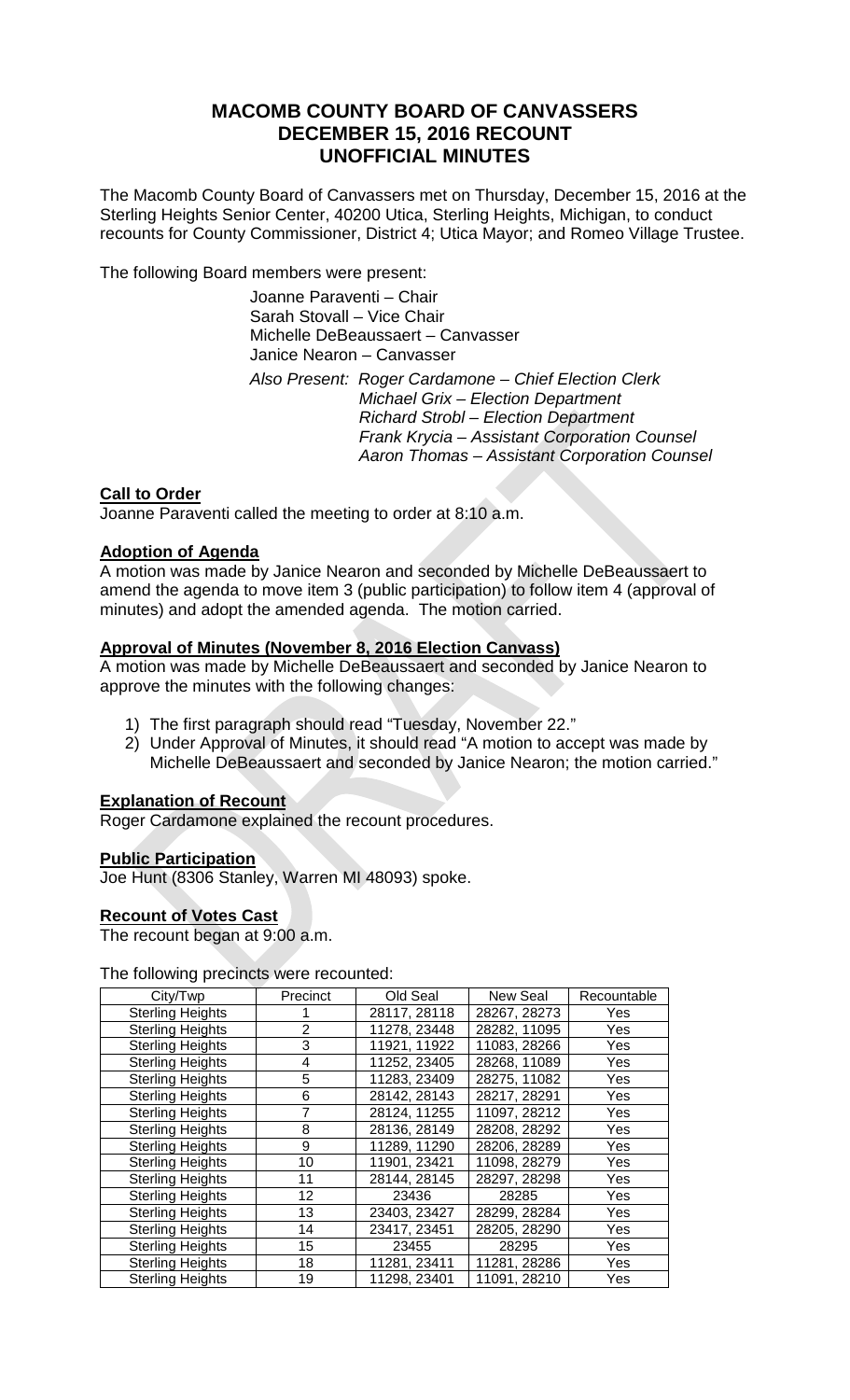# MACOMB COUNTY BOARD OF CANVASSERS
# DECEMBER 15, 2016 RECOUNT
# UNOFFICIAL MINUTES

The Macomb County Board of Canvassers met on Thursday, December 15, 2016 at the Sterling Heights Senior Center, 40200 Utica, Sterling Heights, Michigan, to conduct recounts for County Commissioner, District 4; Utica Mayor; and Romeo Village Trustee.

The following Board members were present:

Joanne Paraventi – Chair
Sarah Stovall – Vice Chair
Michelle DeBeaussaert – Canvasser
Janice Nearon – Canvasser

*Also Present: Roger Cardamone – Chief Election Clerk*
*Michael Grix – Election Department*
*Richard Strobl – Election Department*
*Frank Krycia – Assistant Corporation Counsel*
*Aaron Thomas – Assistant Corporation Counsel*

**Call to Order**

Joanne Paraventi called the meeting to order at 8:10 a.m.

**Adoption of Agenda**

A motion was made by Janice Nearon and seconded by Michelle DeBeaussaert to amend the agenda to move item 3 (public participation) to follow item 4 (approval of minutes) and adopt the amended agenda. The motion carried.

**Approval of Minutes (November 8, 2016 Election Canvass)**

A motion was made by Michelle DeBeaussaert and seconded by Janice Nearon to approve the minutes with the following changes:

1) The first paragraph should read "Tuesday, November 22."
2) Under Approval of Minutes, it should read "A motion to accept was made by Michelle DeBeaussaert and seconded by Janice Nearon; the motion carried."

**Explanation of Recount**

Roger Cardamone explained the recount procedures.

**Public Participation**

Joe Hunt (8306 Stanley, Warren MI 48093) spoke.

**Recount of Votes Cast**

The recount began at 9:00 a.m.

The following precincts were recounted:

| City/Twp | Precinct | Old Seal | New Seal | Recountable |
|---|---|---|---|---|
| Sterling Heights | 1 | 28117, 28118 | 28267, 28273 | Yes |
| Sterling Heights | 2 | 11278, 23448 | 28282, 11095 | Yes |
| Sterling Heights | 3 | 11921, 11922 | 11083, 28266 | Yes |
| Sterling Heights | 4 | 11252, 23405 | 28268, 11089 | Yes |
| Sterling Heights | 5 | 11283, 23409 | 28275, 11082 | Yes |
| Sterling Heights | 6 | 28142, 28143 | 28217, 28291 | Yes |
| Sterling Heights | 7 | 28124, 11255 | 11097, 28212 | Yes |
| Sterling Heights | 8 | 28136, 28149 | 28208, 28292 | Yes |
| Sterling Heights | 9 | 11289, 11290 | 28206, 28289 | Yes |
| Sterling Heights | 10 | 11901, 23421 | 11098, 28279 | Yes |
| Sterling Heights | 11 | 28144, 28145 | 28297, 28298 | Yes |
| Sterling Heights | 12 | 23436 | 28285 | Yes |
| Sterling Heights | 13 | 23403, 23427 | 28299, 28284 | Yes |
| Sterling Heights | 14 | 23417, 23451 | 28205, 28290 | Yes |
| Sterling Heights | 15 | 23455 | 28295 | Yes |
| Sterling Heights | 18 | 11281, 23411 | 11281, 28286 | Yes |
| Sterling Heights | 19 | 11298, 23401 | 11091, 28210 | Yes |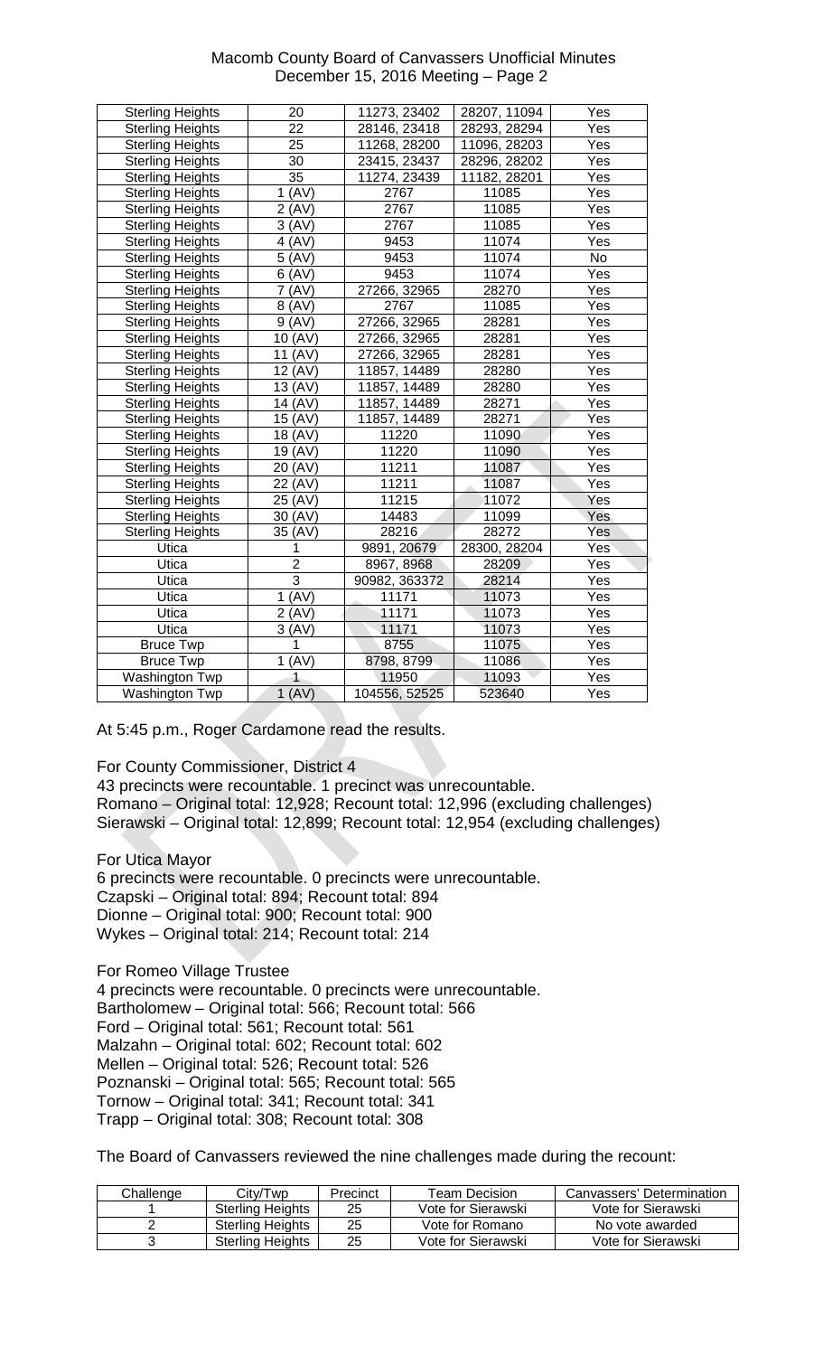| Sterling Heights | 20 | 11273, 23402 | 28207, 11094 | Yes |
|---|---|---|---|---|
| Sterling Heights | 22 | 28146, 23418 | 28293, 28294 | Yes |
| Sterling Heights | 25 | 11268, 28200 | 11096, 28203 | Yes |
| Sterling Heights | 30 | 23415, 23437 | 28296, 28202 | Yes |
| Sterling Heights | 35 | 11274, 23439 | 11182, 28201 | Yes |
| Sterling Heights | 1 (AV) | 2767 | 11085 | Yes |
| Sterling Heights | 2 (AV) | 2767 | 11085 | Yes |
| Sterling Heights | 3 (AV) | 2767 | 11085 | Yes |
| Sterling Heights | 4 (AV) | 9453 | 11074 | Yes |
| Sterling Heights | 5 (AV) | 9453 | 11074 | No |
| Sterling Heights | 6 (AV) | 9453 | 11074 | Yes |
| Sterling Heights | 7 (AV) | 27266, 32965 | 28270 | Yes |
| Sterling Heights | 8 (AV) | 2767 | 11085 | Yes |
| Sterling Heights | 9 (AV) | 27266, 32965 | 28281 | Yes |
| Sterling Heights | 10 (AV) | 27266, 32965 | 28281 | Yes |
| Sterling Heights | 11 (AV) | 27266, 32965 | 28281 | Yes |
| Sterling Heights | 12 (AV) | 11857, 14489 | 28280 | Yes |
| Sterling Heights | 13 (AV) | 11857, 14489 | 28280 | Yes |
| Sterling Heights | 14 (AV) | 11857, 14489 | 28271 | Yes |
| Sterling Heights | 15 (AV) | 11857, 14489 | 28271 | Yes |
| Sterling Heights | 18 (AV) | 11220 | 11090 | Yes |
| Sterling Heights | 19 (AV) | 11220 | 11090 | Yes |
| Sterling Heights | 20 (AV) | 11211 | 11087 | Yes |
| Sterling Heights | 22 (AV) | 11211 | 11087 | Yes |
| Sterling Heights | 25 (AV) | 11215 | 11072 | Yes |
| Sterling Heights | 30 (AV) | 14483 | 11099 | Yes |
| Sterling Heights | 35 (AV) | 28216 | 28272 | Yes |
| Utica | 1 | 9891, 20679 | 28300, 28204 | Yes |
| Utica | 2 | 8967, 8968 | 28209 | Yes |
| Utica | 3 | 90982, 363372 | 28214 | Yes |
| Utica | 1 (AV) | 11171 | 11073 | Yes |
| Utica | 2 (AV) | 11171 | 11073 | Yes |
| Utica | 3 (AV) | 11171 | 11073 | Yes |
| Bruce Twp | 1 | 8755 | 11075 | Yes |
| Bruce Twp | 1 (AV) | 8798, 8799 | 11086 | Yes |
| Washington Twp | 1 | 11950 | 11093 | Yes |
| Washington Twp | 1 (AV) | 104556, 52525 | 523640 | Yes |

At 5:45 p.m., Roger Cardamone read the results.

For County Commissioner, District 4
43 precincts were recountable. 1 precinct was unrecountable.
Romano – Original total: 12,928; Recount total: 12,996 (excluding challenges)
Sierawski – Original total: 12,899; Recount total: 12,954 (excluding challenges)

For Utica Mayor
6 precincts were recountable. 0 precincts were unrecountable.
Czapski – Original total: 894; Recount total: 894
Dionne – Original total: 900; Recount total: 900
Wykes – Original total: 214; Recount total: 214

For Romeo Village Trustee
4 precincts were recountable. 0 precincts were unrecountable.
Bartholomew – Original total: 566; Recount total: 566
Ford – Original total: 561; Recount total: 561
Malzahn – Original total: 602; Recount total: 602
Mellen – Original total: 526; Recount total: 526
Poznanski – Original total: 565; Recount total: 565
Tornow – Original total: 341; Recount total: 341
Trapp – Original total: 308; Recount total: 308

The Board of Canvassers reviewed the nine challenges made during the recount:

| Challenge | City/Twp | Precinct | Team Decision | Canvassers' Determination |
|---|---|---|---|---|
| 1 | Sterling Heights | 25 | Vote for Sierawski | Vote for Sierawski |
| 2 | Sterling Heights | 25 | Vote for Romano | No vote awarded |
| 3 | Sterling Heights | 25 | Vote for Sierawski | Vote for Sierawski |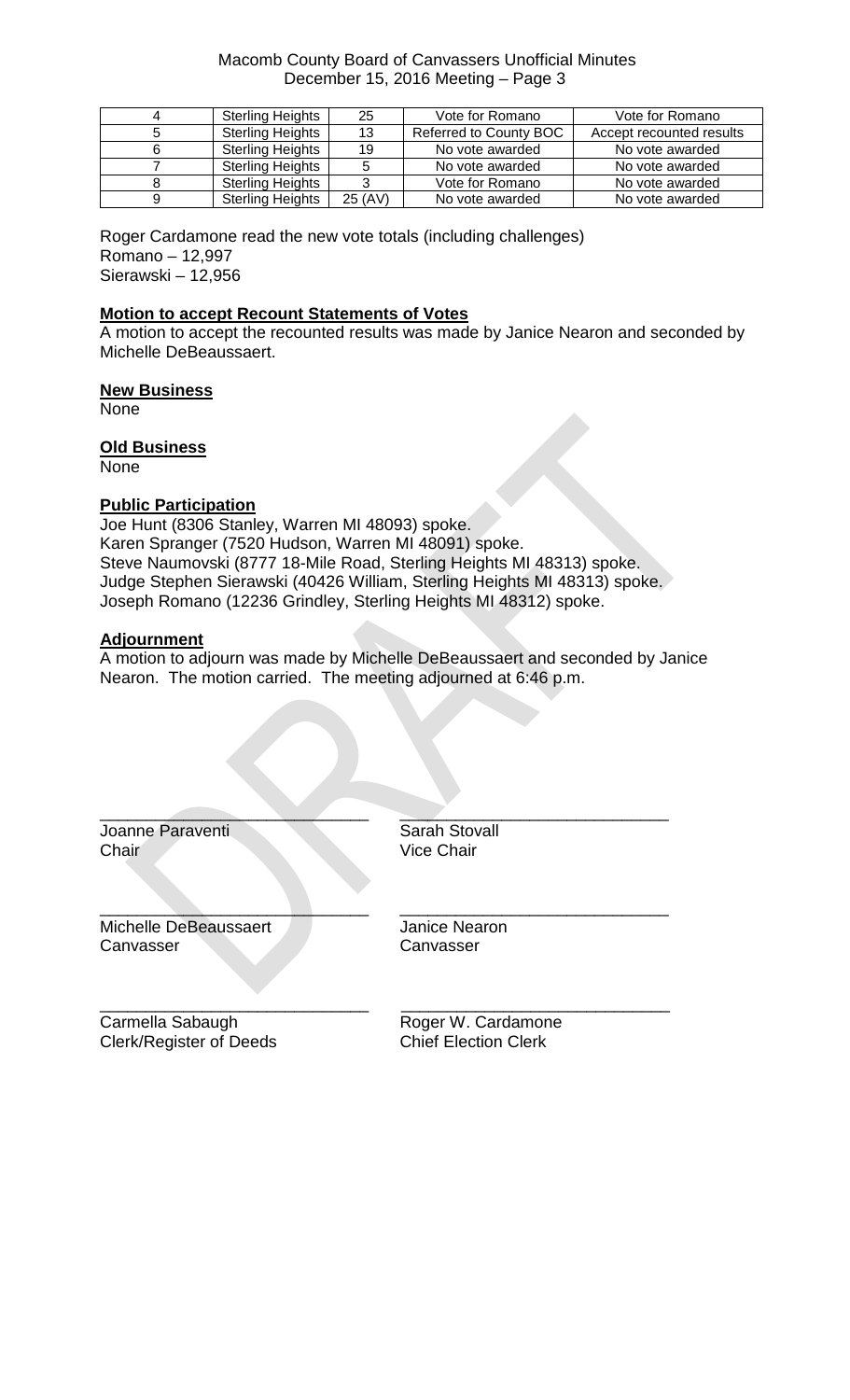| | | | | |
|---|---|---|---|---|
| 4 | Sterling Heights | 25 | Vote for Romano | Vote for Romano |
| 5 | Sterling Heights | 13 | Referred to County BOC | Accept recounted results |
| 6 | Sterling Heights | 19 | No vote awarded | No vote awarded |
| 7 | Sterling Heights | 5 | No vote awarded | No vote awarded |
| 8 | Sterling Heights | 3 | Vote for Romano | No vote awarded |
| 9 | Sterling Heights | 25 (AV) | No vote awarded | No vote awarded |

Roger Cardamone read the new vote totals (including challenges)
Romano – 12,997
Sierawski – 12,956

**Motion to accept Recount Statements of Votes**

A motion to accept the recounted results was made by Janice Nearon and seconded by Michelle DeBeaussaert.

**New Business**

None

**Old Business**

None

**Public Participation**

Joe Hunt (8306 Stanley, Warren MI 48093) spoke.
Karen Spranger (7520 Hudson, Warren MI 48091) spoke.
Steve Naumovski (8777 18-Mile Road, Sterling Heights MI 48313) spoke.
Judge Stephen Sierawski (40426 William, Sterling Heights MI 48313) spoke.
Joseph Romano (12236 Grindley, Sterling Heights MI 48312) spoke.

**Adjournment**

A motion to adjourn was made by Michelle DeBeaussaert and seconded by Janice Nearon. The motion carried. The meeting adjourned at 6:46 p.m.

DRAFT

| | |
|---|---|
| \_\_\_\_\_\_\_\_\_\_\_\_\_\_\_\_\_\_\_\_\_\_\_\_\_\_\_\_ | \_\_\_\_\_\_\_\_\_\_\_\_\_\_\_\_\_\_\_\_\_\_\_\_\_\_\_\_ |
| Joanne Paraventi<br>Chair | Sarah Stovall<br>Vice Chair |
| \_\_\_\_\_\_\_\_\_\_\_\_\_\_\_\_\_\_\_\_\_\_\_\_\_\_\_\_ | \_\_\_\_\_\_\_\_\_\_\_\_\_\_\_\_\_\_\_\_\_\_\_\_\_\_\_\_ |
| Michelle DeBeaussaert<br>Canvasser | Janice Nearon<br>Canvasser |
| \_\_\_\_\_\_\_\_\_\_\_\_\_\_\_\_\_\_\_\_\_\_\_\_\_\_\_\_ | \_\_\_\_\_\_\_\_\_\_\_\_\_\_\_\_\_\_\_\_\_\_\_\_\_\_\_\_ |
| Carmella Sabaugh<br>Clerk/Register of Deeds | Roger W. Cardamone<br>Chief Election Clerk |